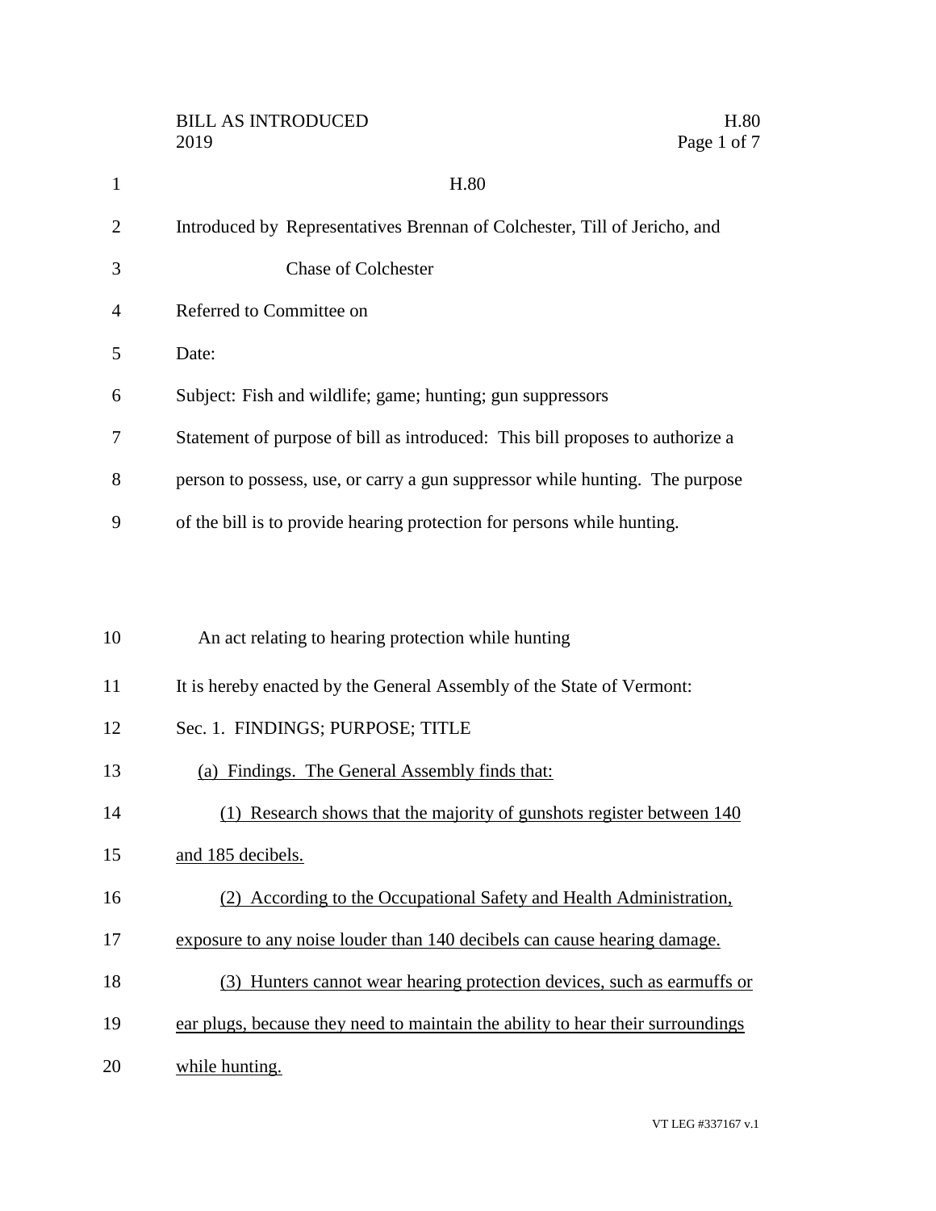BILL AS INTRODUCED
2019

# H.80

Introduced by Representatives Brennan of Colchester, Till of Jericho, and Chase of Colchester

Referred to Committee on

Date:

Subject: Fish and wildlife; game; hunting; gun suppressors

Statement of purpose of bill as introduced: This bill proposes to authorize a person to possess, use, or carry a gun suppressor while hunting. The purpose of the bill is to provide hearing protection for persons while hunting.

An act relating to hearing protection while hunting

It is hereby enacted by the General Assembly of the State of Vermont:

Sec. 1. FINDINGS; PURPOSE; TITLE

(a) Findings. The General Assembly finds that:

(1) Research shows that the majority of gunshots register between 140 and 185 decibels.

(2) According to the Occupational Safety and Health Administration, exposure to any noise louder than 140 decibels can cause hearing damage.

(3) Hunters cannot wear hearing protection devices, such as earmuffs or ear plugs, because they need to maintain the ability to hear their surroundings while hunting.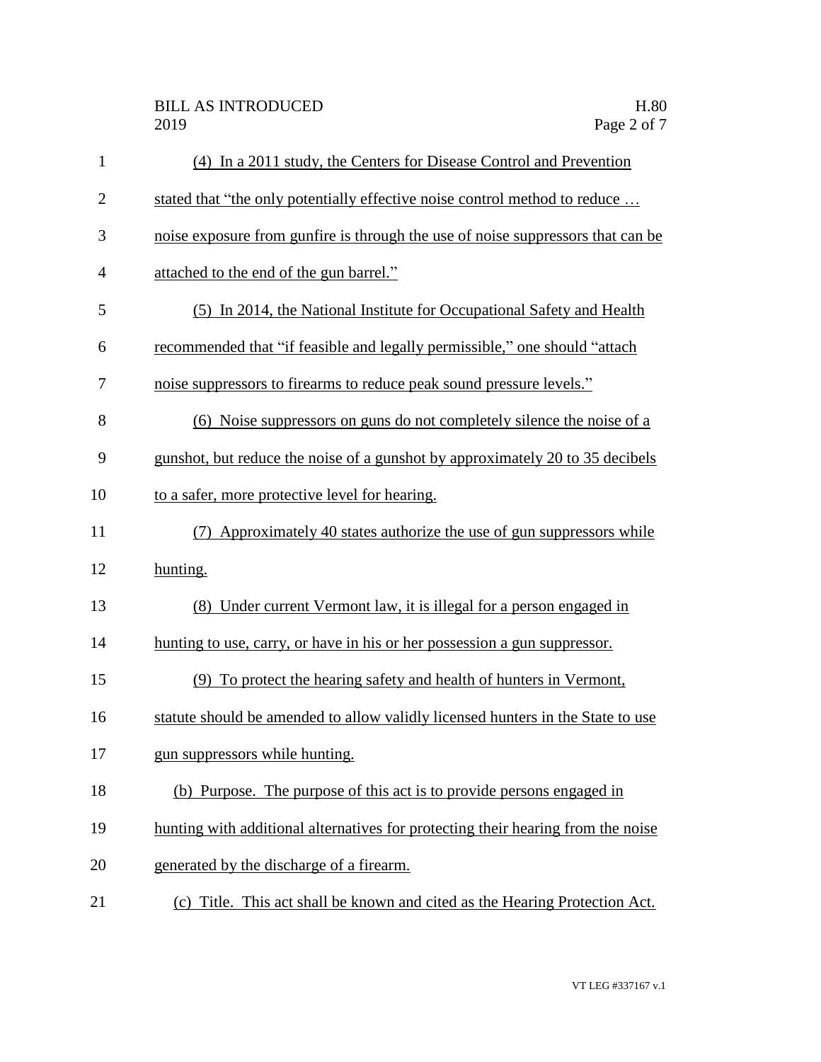(4) In a 2011 study, the Centers for Disease Control and Prevention stated that "the only potentially effective noise control method to reduce … noise exposure from gunfire is through the use of noise suppressors that can be attached to the end of the gun barrel."

(5) In 2014, the National Institute for Occupational Safety and Health recommended that "if feasible and legally permissible," one should "attach noise suppressors to firearms to reduce peak sound pressure levels."

(6) Noise suppressors on guns do not completely silence the noise of a gunshot, but reduce the noise of a gunshot by approximately 20 to 35 decibels to a safer, more protective level for hearing.

(7) Approximately 40 states authorize the use of gun suppressors while hunting.

(8) Under current Vermont law, it is illegal for a person engaged in hunting to use, carry, or have in his or her possession a gun suppressor.

(9) To protect the hearing safety and health of hunters in Vermont, statute should be amended to allow validly licensed hunters in the State to use gun suppressors while hunting.

(b) Purpose. The purpose of this act is to provide persons engaged in hunting with additional alternatives for protecting their hearing from the noise generated by the discharge of a firearm.

(c) Title. This act shall be known and cited as the Hearing Protection Act.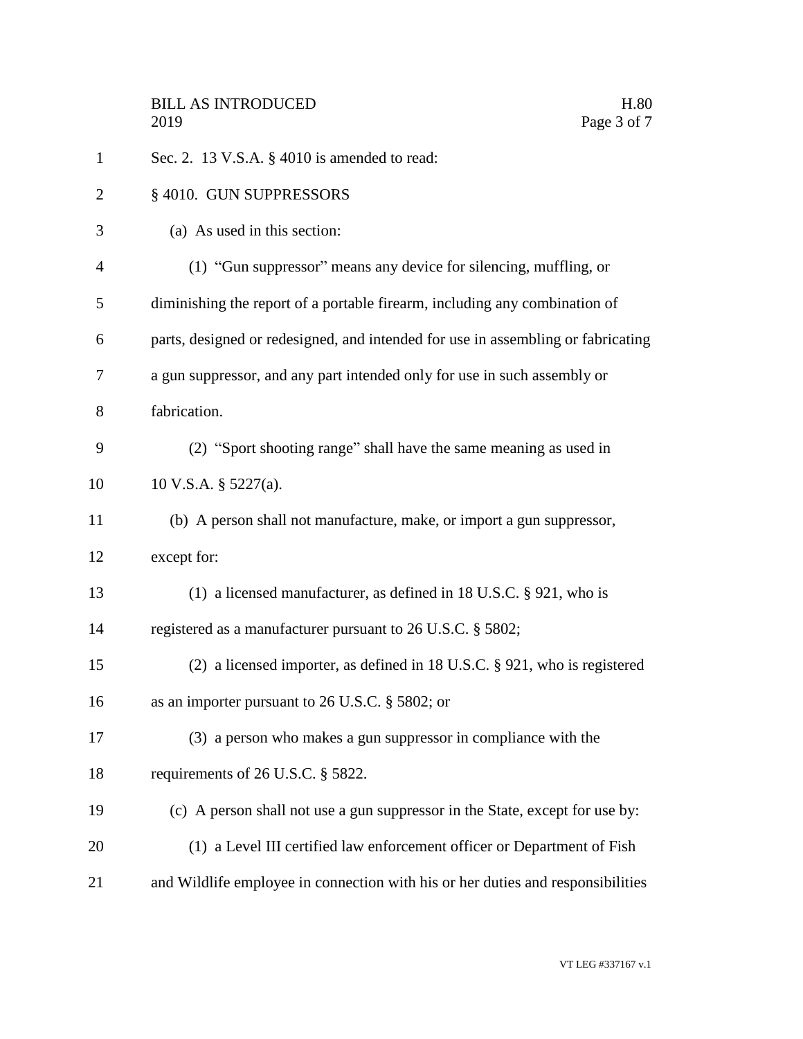Sec. 2. 13 V.S.A. § 4010 is amended to read:

§ 4010. GUN SUPPRESSORS

(a) As used in this section:

(1) "Gun suppressor" means any device for silencing, muffling, or diminishing the report of a portable firearm, including any combination of parts, designed or redesigned, and intended for use in assembling or fabricating a gun suppressor, and any part intended only for use in such assembly or fabrication.

(2) "Sport shooting range" shall have the same meaning as used in 10 V.S.A. § 5227(a).

(b) A person shall not manufacture, make, or import a gun suppressor, except for:

(1) a licensed manufacturer, as defined in 18 U.S.C. § 921, who is registered as a manufacturer pursuant to 26 U.S.C. § 5802;

(2) a licensed importer, as defined in 18 U.S.C. § 921, who is registered as an importer pursuant to 26 U.S.C. § 5802; or

(3) a person who makes a gun suppressor in compliance with the requirements of 26 U.S.C. § 5822.

(c) A person shall not use a gun suppressor in the State, except for use by:

(1) a Level III certified law enforcement officer or Department of Fish and Wildlife employee in connection with his or her duties and responsibilities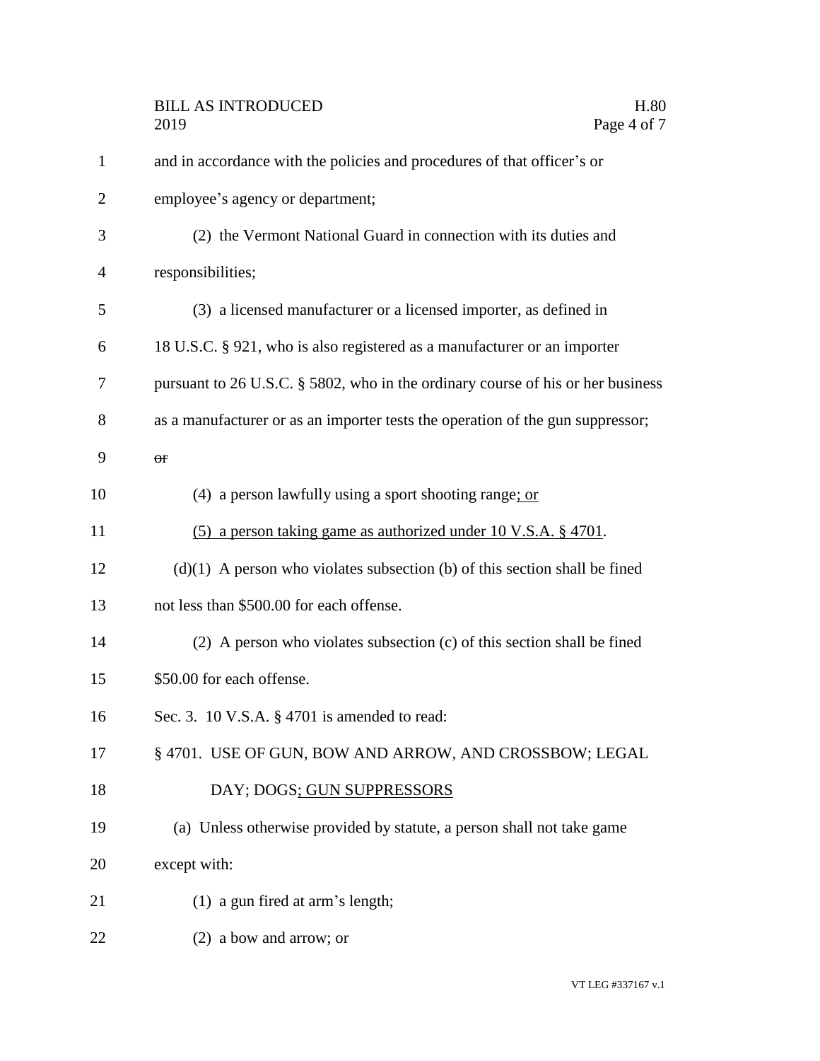and in accordance with the policies and procedures of that officer's or employee's agency or department;

(2) the Vermont National Guard in connection with its duties and responsibilities;

(3) a licensed manufacturer or a licensed importer, as defined in 18 U.S.C. § 921, who is also registered as a manufacturer or an importer pursuant to 26 U.S.C. § 5802, who in the ordinary course of his or her business as a manufacturer or as an importer tests the operation of the gun suppressor; ~~or~~

(4) a person lawfully using a sport shooting range; or

(5) a person taking game as authorized under 10 V.S.A. § 4701.

(d)(1) A person who violates subsection (b) of this section shall be fined not less than $500.00 for each offense.

(2) A person who violates subsection (c) of this section shall be fined $50.00 for each offense.

Sec. 3. 10 V.S.A. § 4701 is amended to read:

§ 4701. USE OF GUN, BOW AND ARROW, AND CROSSBOW; LEGAL DAY; DOGS; GUN SUPPRESSORS

(a) Unless otherwise provided by statute, a person shall not take game except with:

(1) a gun fired at arm's length;

(2) a bow and arrow; or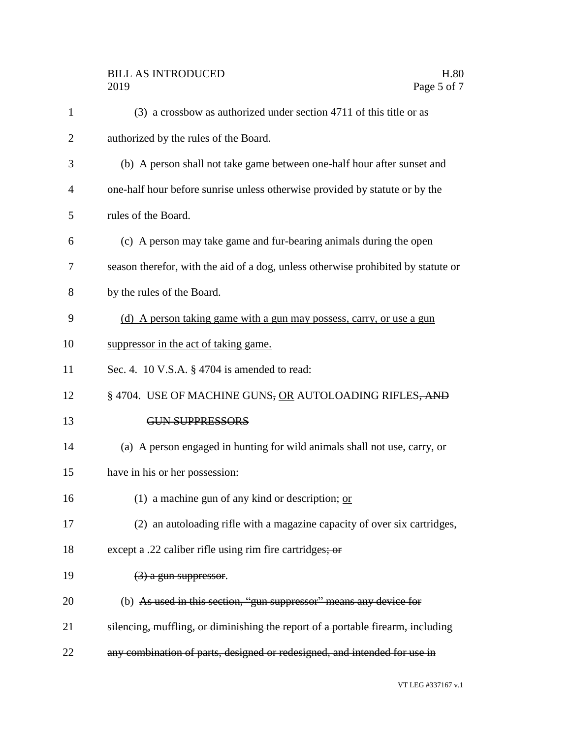(3) a crossbow as authorized under section 4711 of this title or as authorized by the rules of the Board.

(b) A person shall not take game between one-half hour after sunset and one-half hour before sunrise unless otherwise provided by statute or by the rules of the Board.

(c) A person may take game and fur-bearing animals during the open season therefor, with the aid of a dog, unless otherwise prohibited by statute or by the rules of the Board.

<u>(d) A person taking game with a gun may possess, carry, or use a gun suppressor in the act of taking game.</u>

Sec. 4. 10 V.S.A. § 4704 is amended to read:

§ 4704. USE OF MACHINE GUNS~~,~~ <u>OR</u> AUTOLOADING RIFLES~~, AND GUN SUPPRESSORS~~

(a) A person engaged in hunting for wild animals shall not use, carry, or have in his or her possession:

(1) a machine gun of any kind or description; <u>or</u>

(2) an autoloading rifle with a magazine capacity of over six cartridges, except a .22 caliber rifle using rim fire cartridges~~; or~~

~~(3) a gun suppressor~~.

(b) ~~As used in this section, "gun suppressor" means any device for silencing, muffling, or diminishing the report of a portable firearm, including any combination of parts, designed or redesigned, and intended for use in~~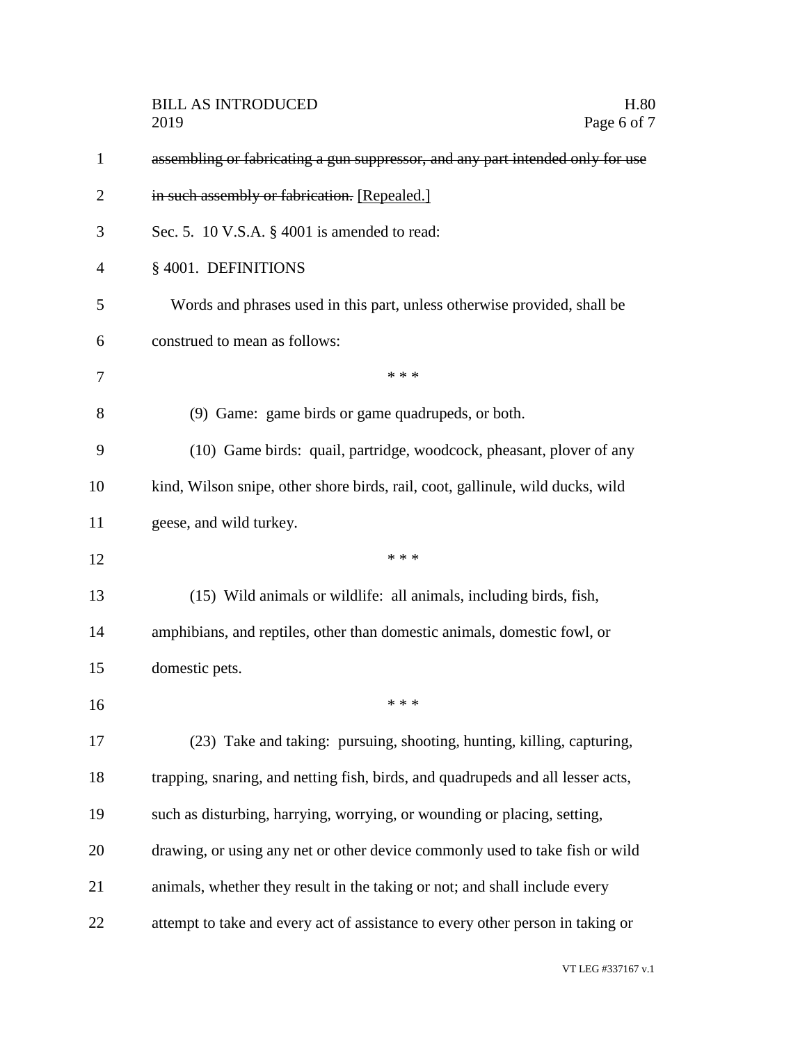~~assembling or fabricating a gun suppressor, and any part intended only for use in such assembly or fabrication.~~ [Repealed.]

Sec. 5. 10 V.S.A. § 4001 is amended to read:

§ 4001. DEFINITIONS

Words and phrases used in this part, unless otherwise provided, shall be construed to mean as follows:

\* \* \*

(9) Game: game birds or game quadrupeds, or both.

(10) Game birds: quail, partridge, woodcock, pheasant, plover of any kind, Wilson snipe, other shore birds, rail, coot, gallinule, wild ducks, wild geese, and wild turkey.

\* \* \*

(15) Wild animals or wildlife: all animals, including birds, fish, amphibians, and reptiles, other than domestic animals, domestic fowl, or domestic pets.

\* \* \*

(23) Take and taking: pursuing, shooting, hunting, killing, capturing, trapping, snaring, and netting fish, birds, and quadrupeds and all lesser acts, such as disturbing, harrying, worrying, or wounding or placing, setting, drawing, or using any net or other device commonly used to take fish or wild animals, whether they result in the taking or not; and shall include every attempt to take and every act of assistance to every other person in taking or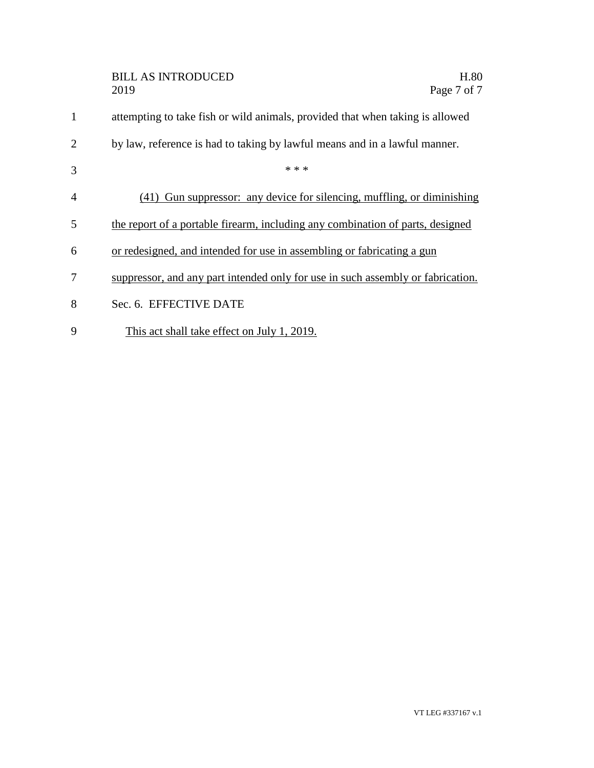attempting to take fish or wild animals, provided that when taking is allowed by law, reference is had to taking by lawful means and in a lawful manner.

\* \* \*

<u>(41) Gun suppressor: any device for silencing, muffling, or diminishing the report of a portable firearm, including any combination of parts, designed or redesigned, and intended for use in assembling or fabricating a gun suppressor, and any part intended only for use in such assembly or fabrication.</u>

Sec. 6. EFFECTIVE DATE

<u>This act shall take effect on July 1, 2019.</u>